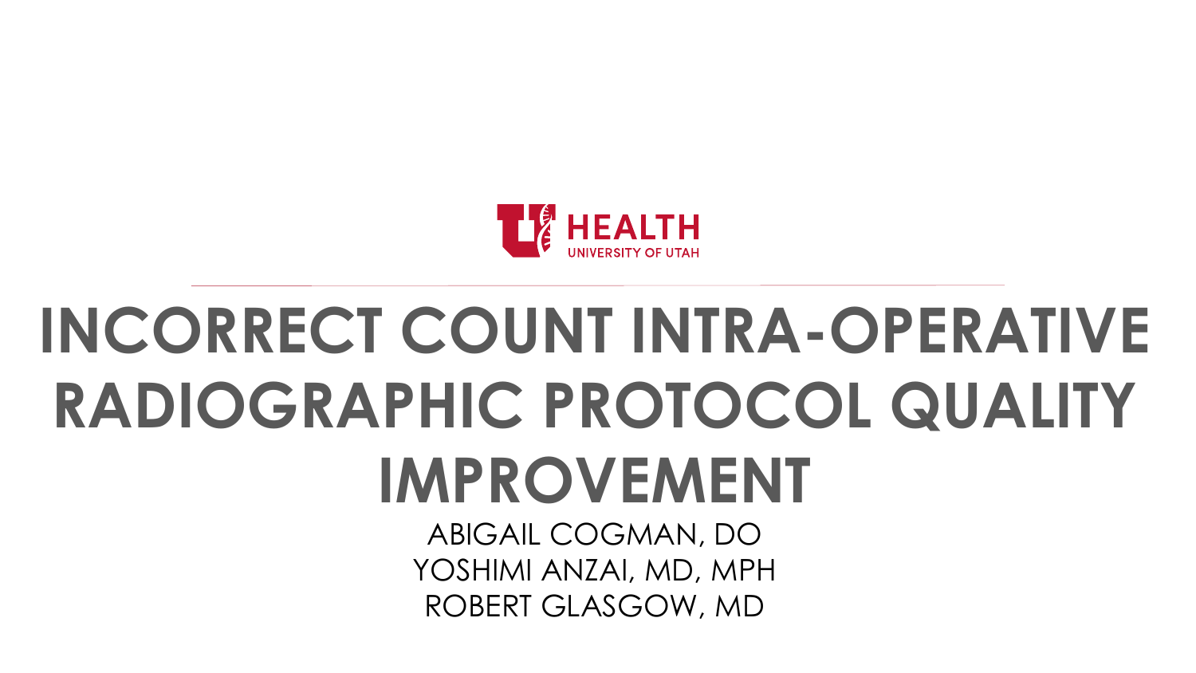HEALTH
UNIVERSITY OF UTAH

# INCORRECT COUNT INTRA-OPERATIVE RADIOGRAPHIC PROTOCOL QUALITY IMPROVEMENT

ABIGAIL COGMAN, DO
YOSHIMI ANZAI, MD, MPH
ROBERT GLASGOW, MD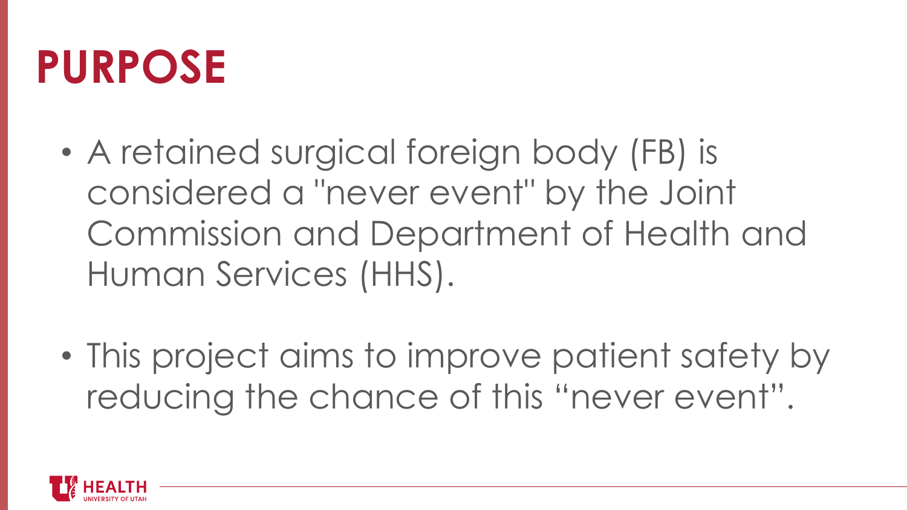# PURPOSE

- A retained surgical foreign body (FB) is considered a "never event" by the Joint Commission and Department of Health and Human Services (HHS).

- This project aims to improve patient safety by reducing the chance of this "never event".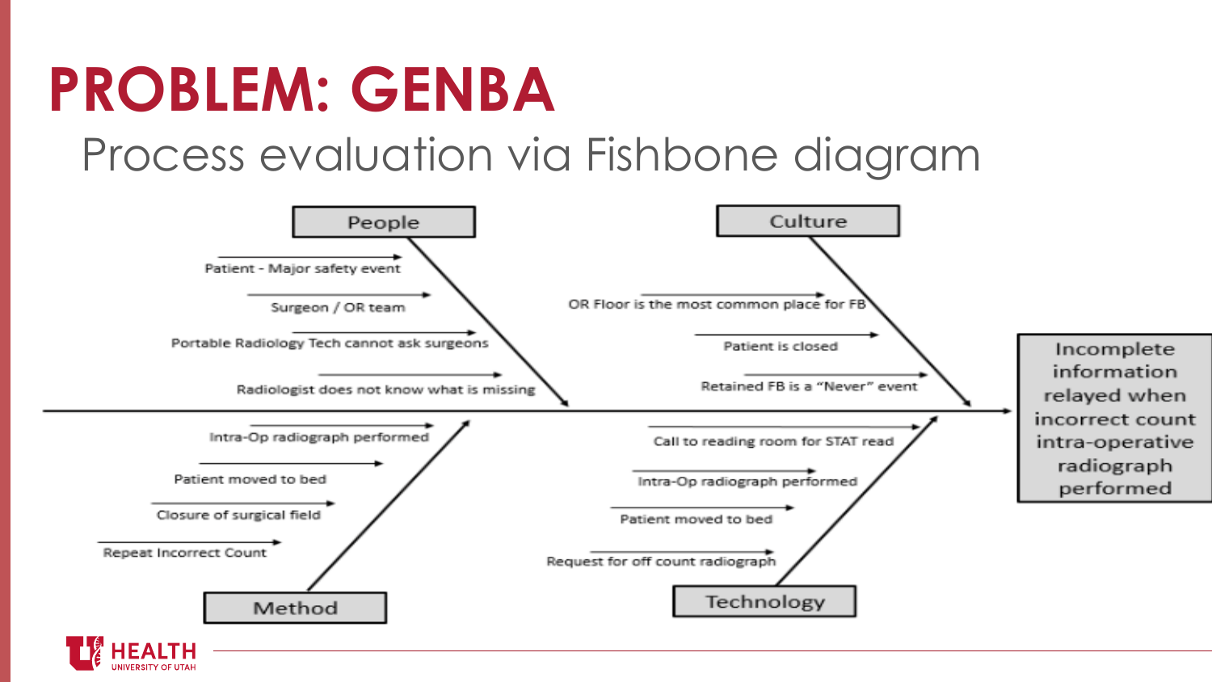# PROBLEM: GENBA

## Process evaluation via Fishbone diagram

**Problem (effect):** Incomplete information relayed when incorrect count intra-operative radiograph performed

**People**
- Patient - Major safety event
- Surgeon / OR team
- Portable Radiology Tech cannot ask surgeons
- Radiologist does not know what is missing

**Culture**
- OR Floor is the most common place for FB
- Patient is closed
- Retained FB is a "Never" event

**Method**
- Intra-Op radiograph performed
- Patient moved to bed
- Closure of surgical field
- Repeat Incorrect Count

**Technology**
- Call to reading room for STAT read
- Intra-Op radiograph performed
- Patient moved to bed
- Request for off count radiograph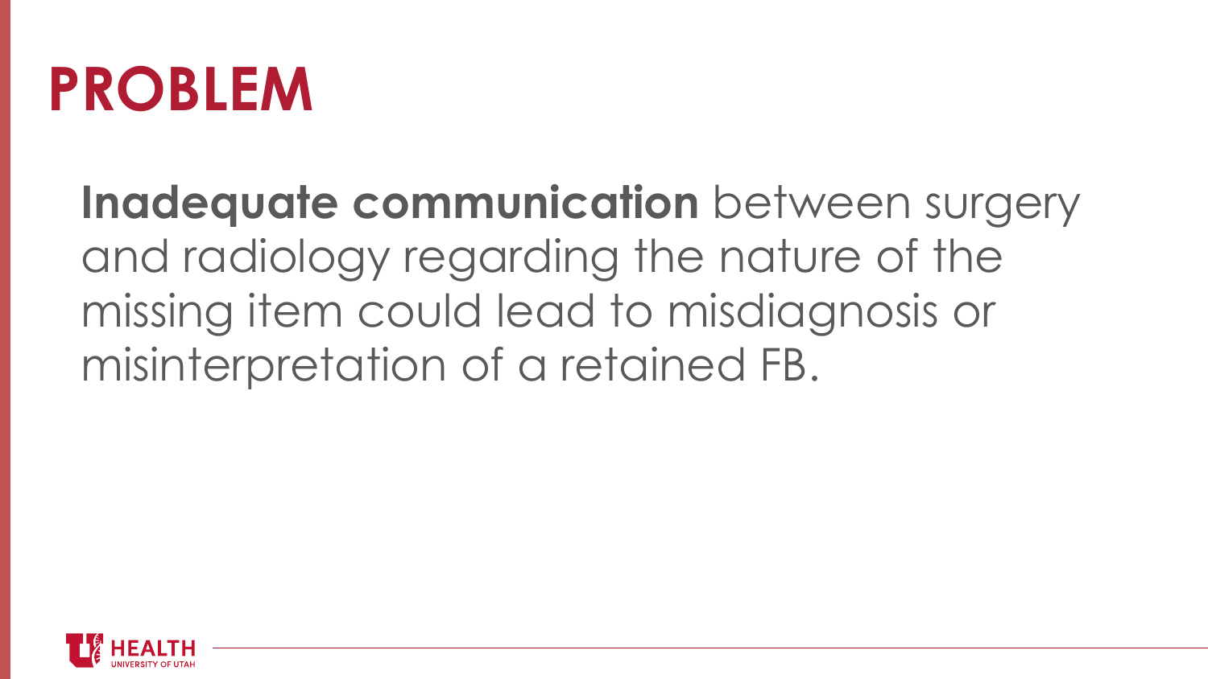# PROBLEM

**Inadequate communication** between surgery and radiology regarding the nature of the missing item could lead to misdiagnosis or misinterpretation of a retained FB.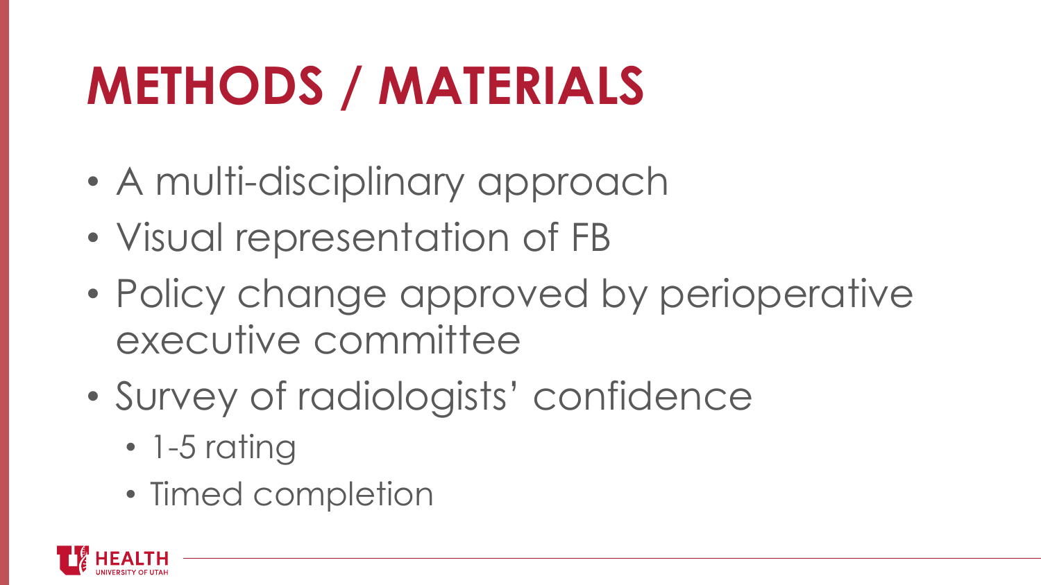# METHODS / MATERIALS

- A multi-disciplinary approach
- Visual representation of FB
- Policy change approved by perioperative executive committee
- Survey of radiologists' confidence
  - 1-5 rating
  - Timed completion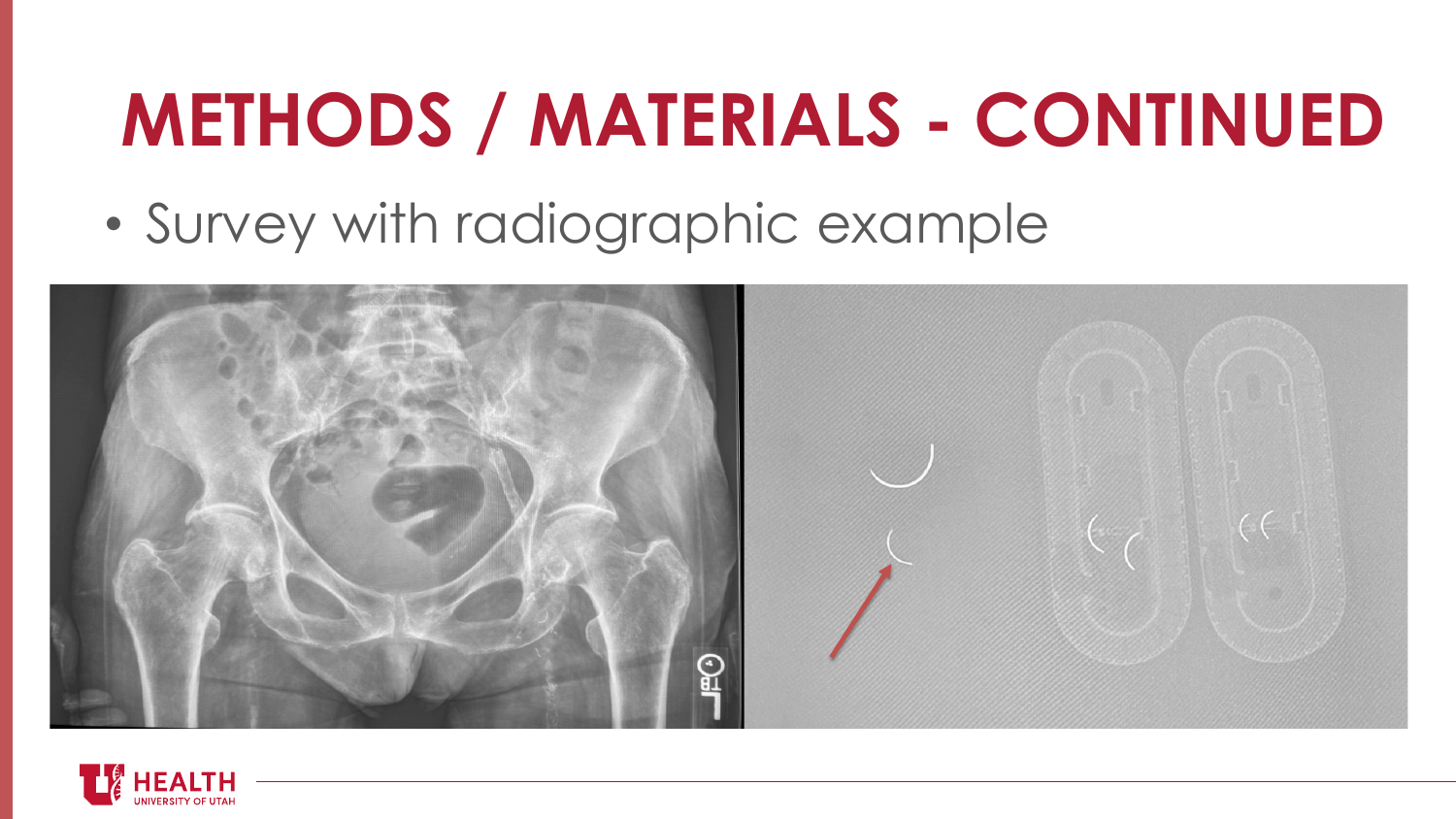# METHODS / MATERIALS - CONTINUED

- Survey with radiographic example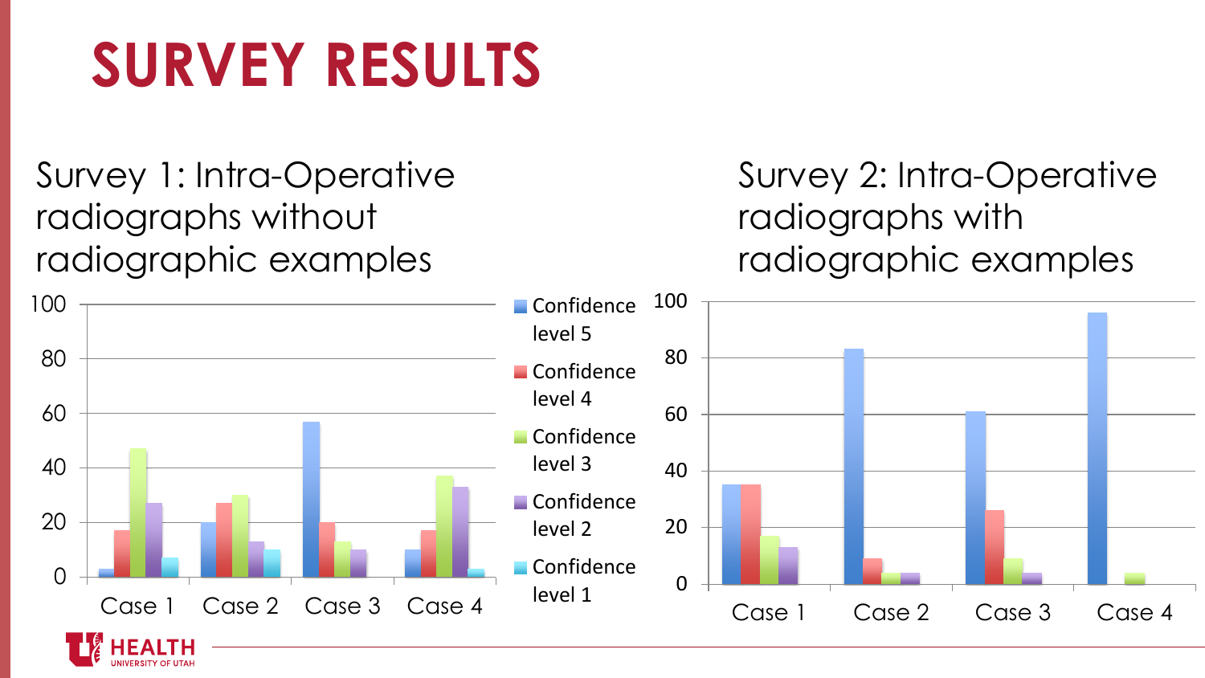# SURVEY RESULTS

## Survey 1: Intra-Operative radiographs without radiographic examples

## Survey 2: Intra-Operative radiographs with radiographic examples

Confidence level 5

Confidence level 4

Confidence level 3

Confidence level 2

Confidence level 1

Case 1 Case 2 Case 3 Case 4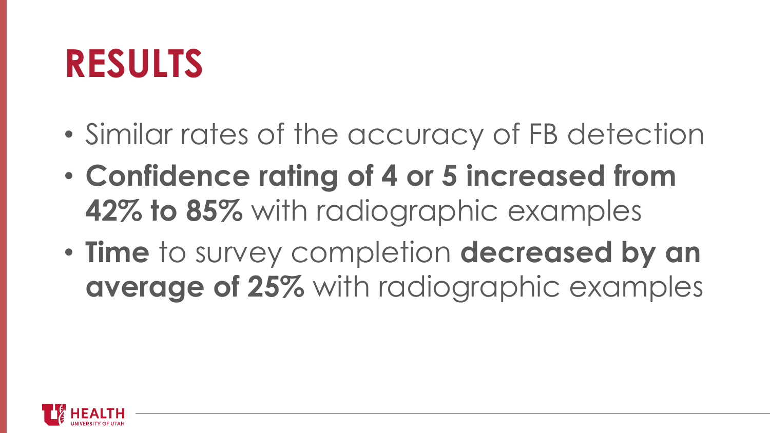# RESULTS

- Similar rates of the accuracy of FB detection
- **Confidence rating of 4 or 5 increased from 42% to 85%** with radiographic examples
- **Time** to survey completion **decreased by an average of 25%** with radiographic examples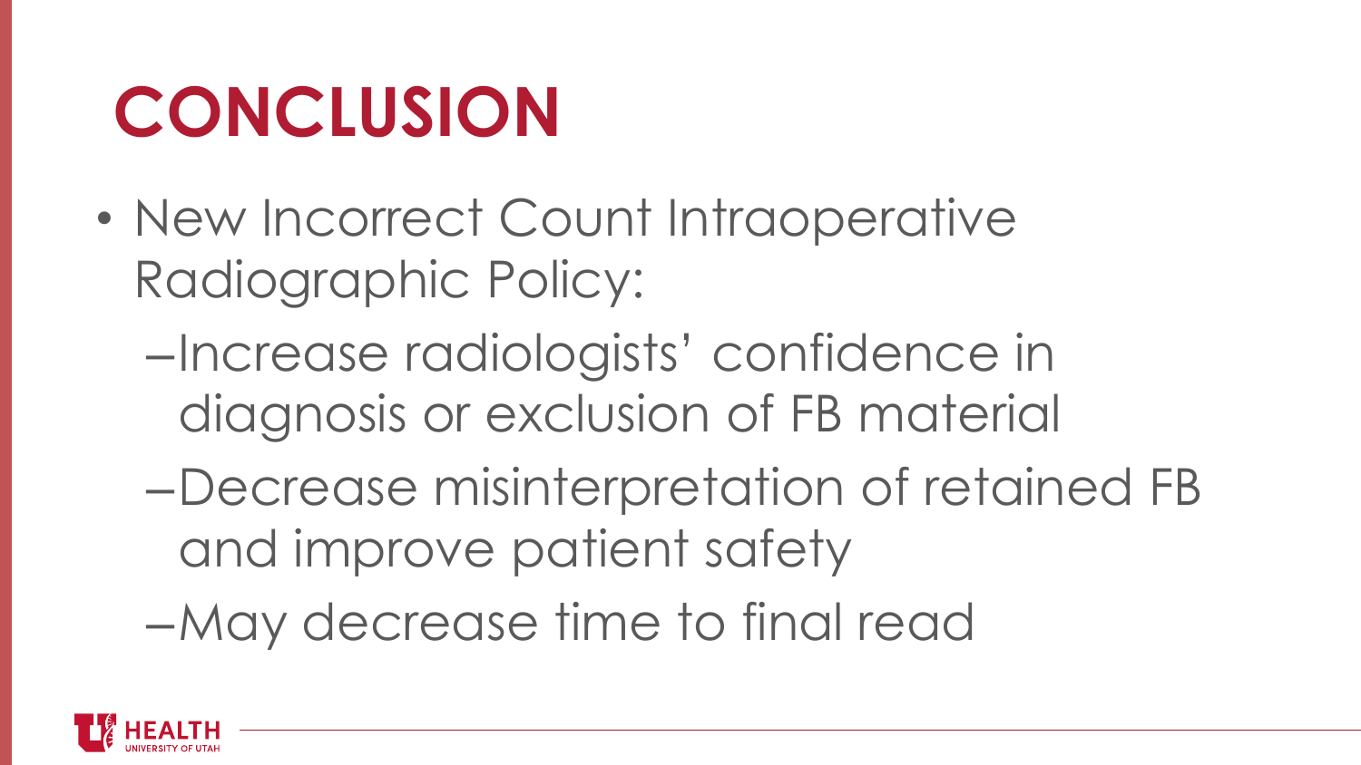# CONCLUSION

- New Incorrect Count Intraoperative Radiographic Policy:
  - Increase radiologists' confidence in diagnosis or exclusion of FB material
  - Decrease misinterpretation of retained FB and improve patient safety
  - May decrease time to final read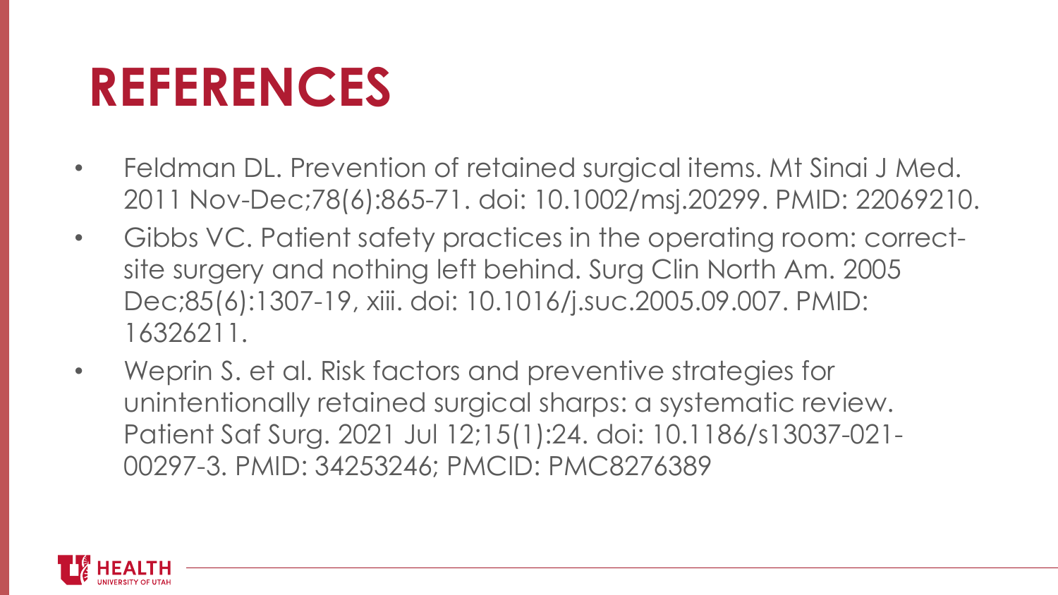# REFERENCES

- Feldman DL. Prevention of retained surgical items. Mt Sinai J Med. 2011 Nov-Dec;78(6):865-71. doi: 10.1002/msj.20299. PMID: 22069210.
- Gibbs VC. Patient safety practices in the operating room: correct-site surgery and nothing left behind. Surg Clin North Am. 2005 Dec;85(6):1307-19, xiii. doi: 10.1016/j.suc.2005.09.007. PMID: 16326211.
- Weprin S. et al. Risk factors and preventive strategies for unintentionally retained surgical sharps: a systematic review. Patient Saf Surg. 2021 Jul 12;15(1):24. doi: 10.1186/s13037-021-00297-3. PMID: 34253246; PMCID: PMC8276389